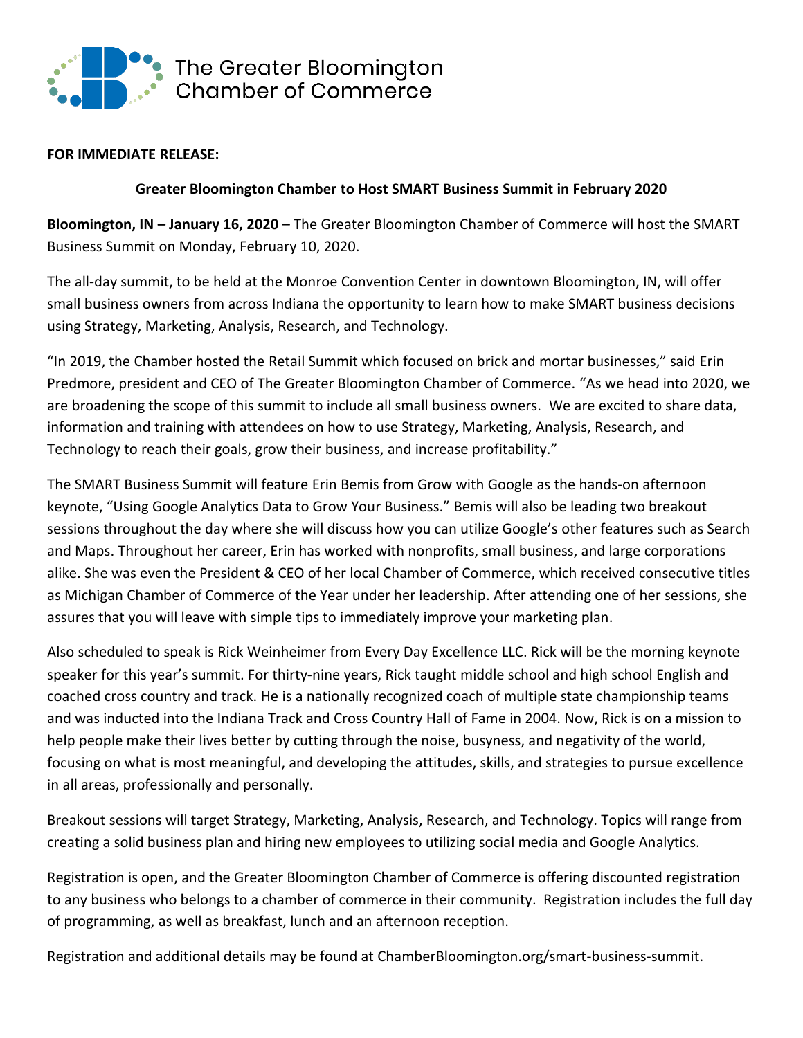The Greater Bloomington Chamber of Commerce

**FOR IMMEDIATE RELEASE:**

**Greater Bloomington Chamber to Host SMART Business Summit in February 2020**

**Bloomington, IN – January 16, 2020** – The Greater Bloomington Chamber of Commerce will host the SMART Business Summit on Monday, February 10, 2020.

The all-day summit, to be held at the Monroe Convention Center in downtown Bloomington, IN, will offer small business owners from across Indiana the opportunity to learn how to make SMART business decisions using Strategy, Marketing, Analysis, Research, and Technology.

"In 2019, the Chamber hosted the Retail Summit which focused on brick and mortar businesses," said Erin Predmore, president and CEO of The Greater Bloomington Chamber of Commerce. "As we head into 2020, we are broadening the scope of this summit to include all small business owners. We are excited to share data, information and training with attendees on how to use Strategy, Marketing, Analysis, Research, and Technology to reach their goals, grow their business, and increase profitability."

The SMART Business Summit will feature Erin Bemis from Grow with Google as the hands-on afternoon keynote, "Using Google Analytics Data to Grow Your Business." Bemis will also be leading two breakout sessions throughout the day where she will discuss how you can utilize Google's other features such as Search and Maps. Throughout her career, Erin has worked with nonprofits, small business, and large corporations alike. She was even the President & CEO of her local Chamber of Commerce, which received consecutive titles as Michigan Chamber of Commerce of the Year under her leadership. After attending one of her sessions, she assures that you will leave with simple tips to immediately improve your marketing plan.

Also scheduled to speak is Rick Weinheimer from Every Day Excellence LLC. Rick will be the morning keynote speaker for this year's summit. For thirty-nine years, Rick taught middle school and high school English and coached cross country and track. He is a nationally recognized coach of multiple state championship teams and was inducted into the Indiana Track and Cross Country Hall of Fame in 2004. Now, Rick is on a mission to help people make their lives better by cutting through the noise, busyness, and negativity of the world, focusing on what is most meaningful, and developing the attitudes, skills, and strategies to pursue excellence in all areas, professionally and personally.

Breakout sessions will target Strategy, Marketing, Analysis, Research, and Technology. Topics will range from creating a solid business plan and hiring new employees to utilizing social media and Google Analytics.

Registration is open, and the Greater Bloomington Chamber of Commerce is offering discounted registration to any business who belongs to a chamber of commerce in their community. Registration includes the full day of programming, as well as breakfast, lunch and an afternoon reception.

Registration and additional details may be found at ChamberBloomington.org/smart-business-summit.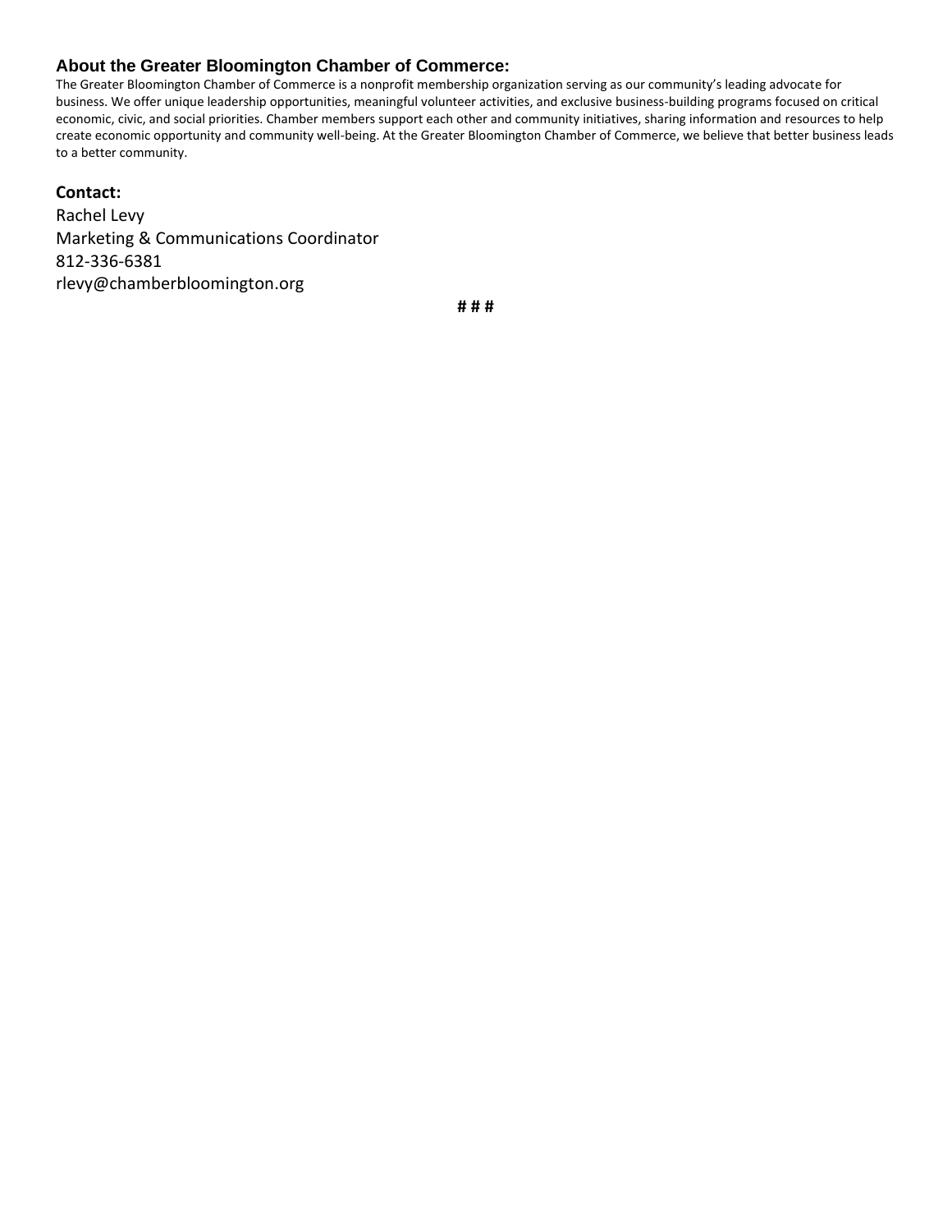### About the Greater Bloomington Chamber of Commerce:

The Greater Bloomington Chamber of Commerce is a nonprofit membership organization serving as our community's leading advocate for business. We offer unique leadership opportunities, meaningful volunteer activities, and exclusive business-building programs focused on critical economic, civic, and social priorities. Chamber members support each other and community initiatives, sharing information and resources to help create economic opportunity and community well-being. At the Greater Bloomington Chamber of Commerce, we believe that better business leads to a better community.

### Contact:

Rachel Levy
Marketing & Communications Coordinator
812-336-6381
rlevy@chamberbloomington.org

**# # #**